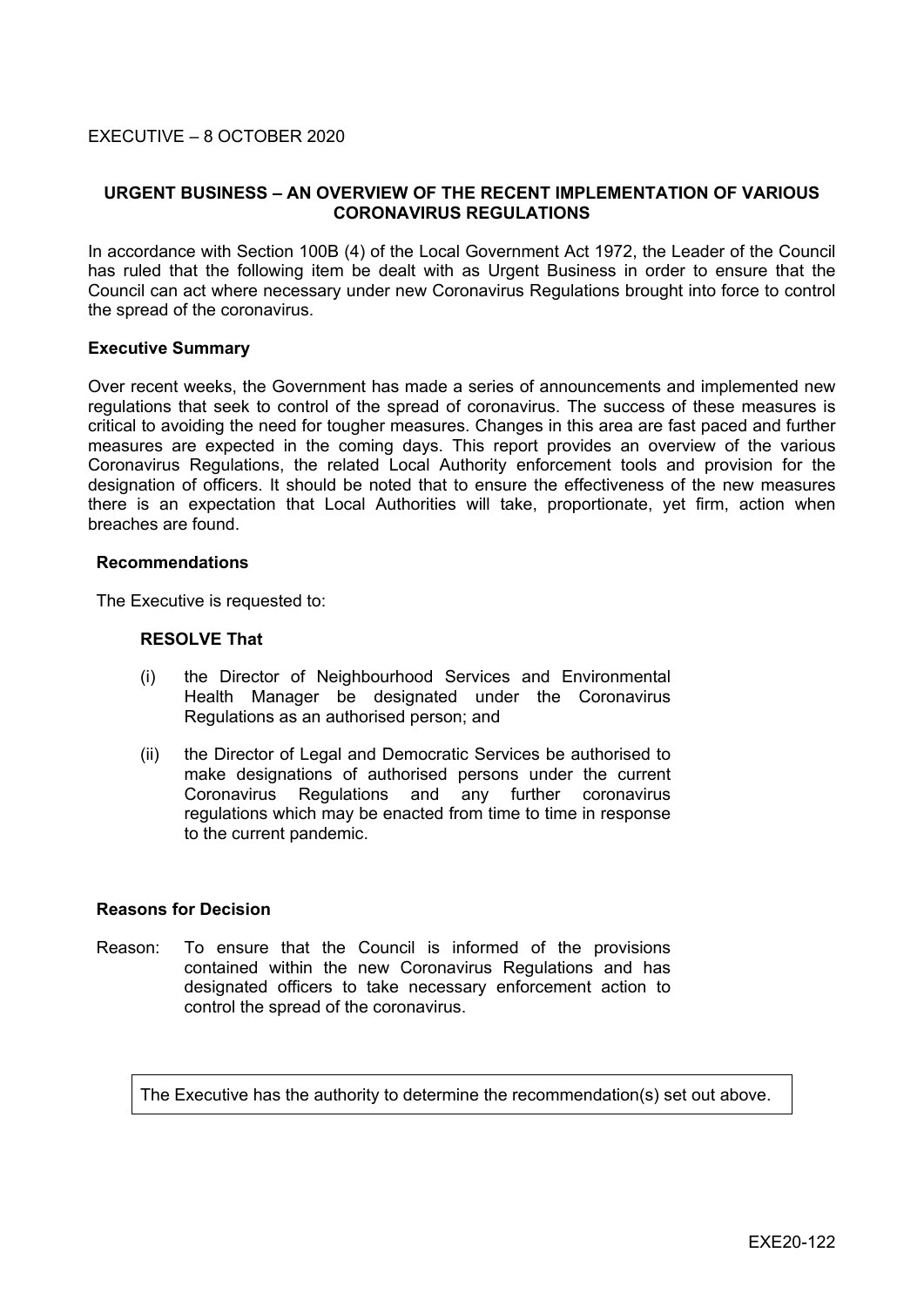EXECUTIVE – 8 OCTOBER 2020

## URGENT BUSINESS – AN OVERVIEW OF THE RECENT IMPLEMENTATION OF VARIOUS CORONAVIRUS REGULATIONS

In accordance with Section 100B (4) of the Local Government Act 1972, the Leader of the Council has ruled that the following item be dealt with as Urgent Business in order to ensure that the Council can act where necessary under new Coronavirus Regulations brought into force to control the spread of the coronavirus.

### Executive Summary

Over recent weeks, the Government has made a series of announcements and implemented new regulations that seek to control of the spread of coronavirus. The success of these measures is critical to avoiding the need for tougher measures. Changes in this area are fast paced and further measures are expected in the coming days. This report provides an overview of the various Coronavirus Regulations, the related Local Authority enforcement tools and provision for the designation of officers. It should be noted that to ensure the effectiveness of the new measures there is an expectation that Local Authorities will take, proportionate, yet firm, action when breaches are found.

### Recommendations

The Executive is requested to:

**RESOLVE That**

(i) the Director of Neighbourhood Services and Environmental Health Manager be designated under the Coronavirus Regulations as an authorised person; and

(ii) the Director of Legal and Democratic Services be authorised to make designations of authorised persons under the current Coronavirus Regulations and any further coronavirus regulations which may be enacted from time to time in response to the current pandemic.

### Reasons for Decision

Reason: To ensure that the Council is informed of the provisions contained within the new Coronavirus Regulations and has designated officers to take necessary enforcement action to control the spread of the coronavirus.

The Executive has the authority to determine the recommendation(s) set out above.

EXE20-122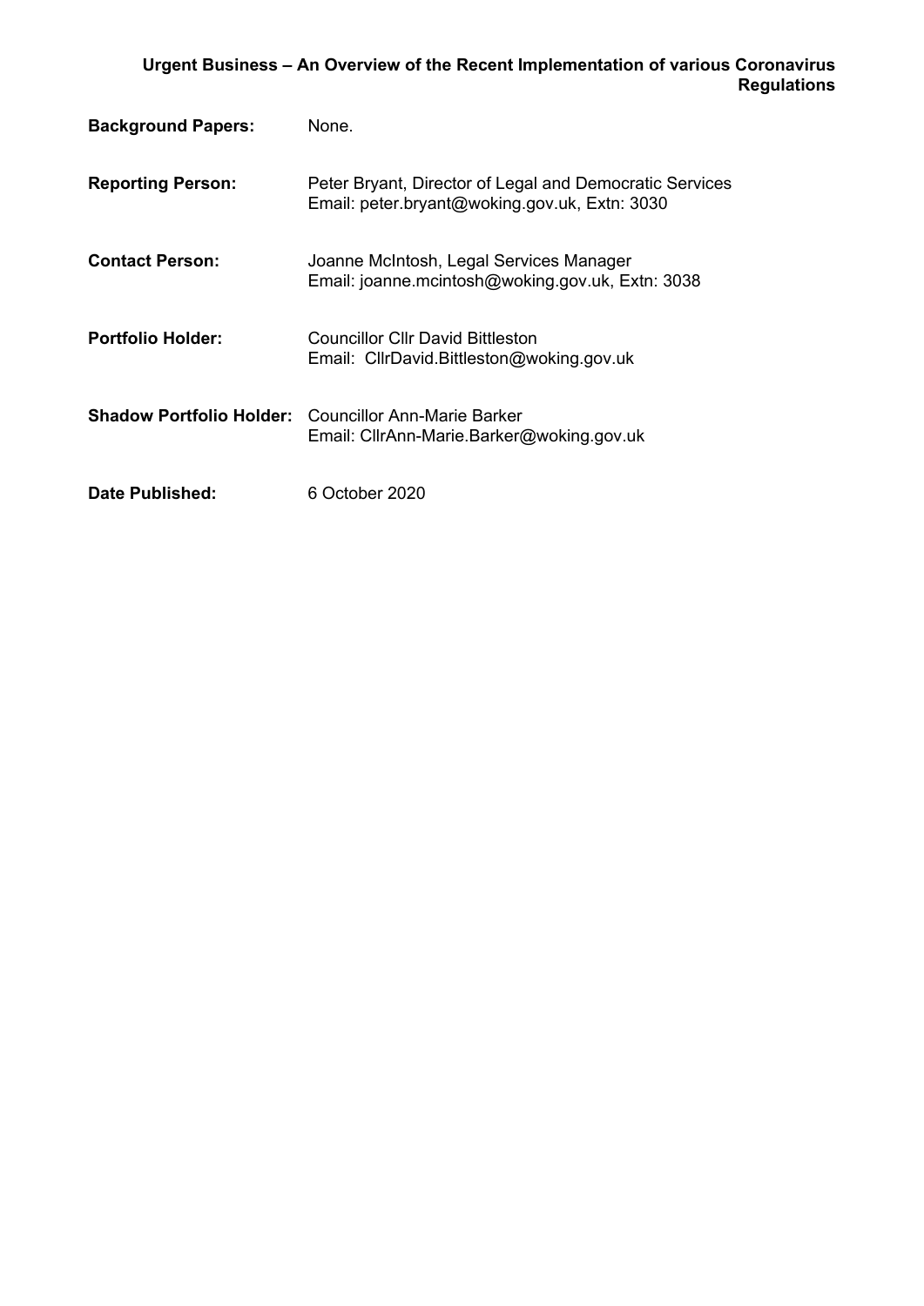**Urgent Business – An Overview of the Recent Implementation of various Coronavirus Regulations**

| | |
|---|---|
| **Background Papers:** | None. |
| **Reporting Person:** | Peter Bryant, Director of Legal and Democratic Services<br>Email: peter.bryant@woking.gov.uk, Extn: 3030 |
| **Contact Person:** | Joanne McIntosh, Legal Services Manager<br>Email: joanne.mcintosh@woking.gov.uk, Extn: 3038 |
| **Portfolio Holder:** | Councillor Cllr David Bittleston<br>Email: CllrDavid.Bittleston@woking.gov.uk |
| **Shadow Portfolio Holder:** | Councillor Ann-Marie Barker<br>Email: CllrAnn-Marie.Barker@woking.gov.uk |
| **Date Published:** | 6 October 2020 |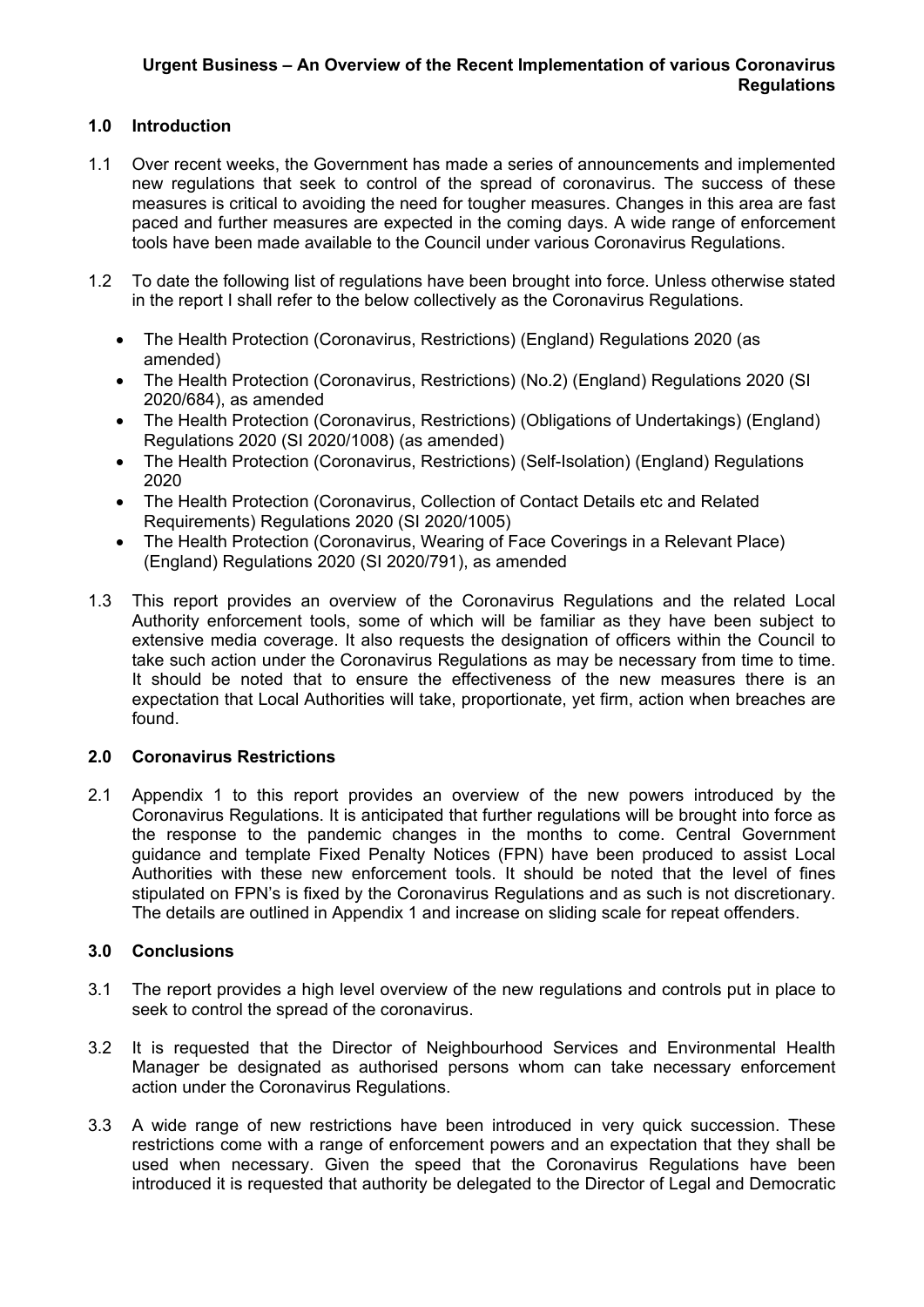**Urgent Business – An Overview of the Recent Implementation of various Coronavirus Regulations**

## 1.0 Introduction

1.1 Over recent weeks, the Government has made a series of announcements and implemented new regulations that seek to control of the spread of coronavirus. The success of these measures is critical to avoiding the need for tougher measures. Changes in this area are fast paced and further measures are expected in the coming days. A wide range of enforcement tools have been made available to the Council under various Coronavirus Regulations.

1.2 To date the following list of regulations have been brought into force. Unless otherwise stated in the report I shall refer to the below collectively as the Coronavirus Regulations.

- The Health Protection (Coronavirus, Restrictions) (England) Regulations 2020 (as amended)
- The Health Protection (Coronavirus, Restrictions) (No.2) (England) Regulations 2020 (SI 2020/684), as amended
- The Health Protection (Coronavirus, Restrictions) (Obligations of Undertakings) (England) Regulations 2020 (SI 2020/1008) (as amended)
- The Health Protection (Coronavirus, Restrictions) (Self-Isolation) (England) Regulations 2020
- The Health Protection (Coronavirus, Collection of Contact Details etc and Related Requirements) Regulations 2020 (SI 2020/1005)
- The Health Protection (Coronavirus, Wearing of Face Coverings in a Relevant Place) (England) Regulations 2020 (SI 2020/791), as amended

1.3 This report provides an overview of the Coronavirus Regulations and the related Local Authority enforcement tools, some of which will be familiar as they have been subject to extensive media coverage. It also requests the designation of officers within the Council to take such action under the Coronavirus Regulations as may be necessary from time to time. It should be noted that to ensure the effectiveness of the new measures there is an expectation that Local Authorities will take, proportionate, yet firm, action when breaches are found.

## 2.0 Coronavirus Restrictions

2.1 Appendix 1 to this report provides an overview of the new powers introduced by the Coronavirus Regulations. It is anticipated that further regulations will be brought into force as the response to the pandemic changes in the months to come. Central Government guidance and template Fixed Penalty Notices (FPN) have been produced to assist Local Authorities with these new enforcement tools. It should be noted that the level of fines stipulated on FPN's is fixed by the Coronavirus Regulations and as such is not discretionary. The details are outlined in Appendix 1 and increase on sliding scale for repeat offenders.

## 3.0 Conclusions

3.1 The report provides a high level overview of the new regulations and controls put in place to seek to control the spread of the coronavirus.

3.2 It is requested that the Director of Neighbourhood Services and Environmental Health Manager be designated as authorised persons whom can take necessary enforcement action under the Coronavirus Regulations.

3.3 A wide range of new restrictions have been introduced in very quick succession. These restrictions come with a range of enforcement powers and an expectation that they shall be used when necessary. Given the speed that the Coronavirus Regulations have been introduced it is requested that authority be delegated to the Director of Legal and Democratic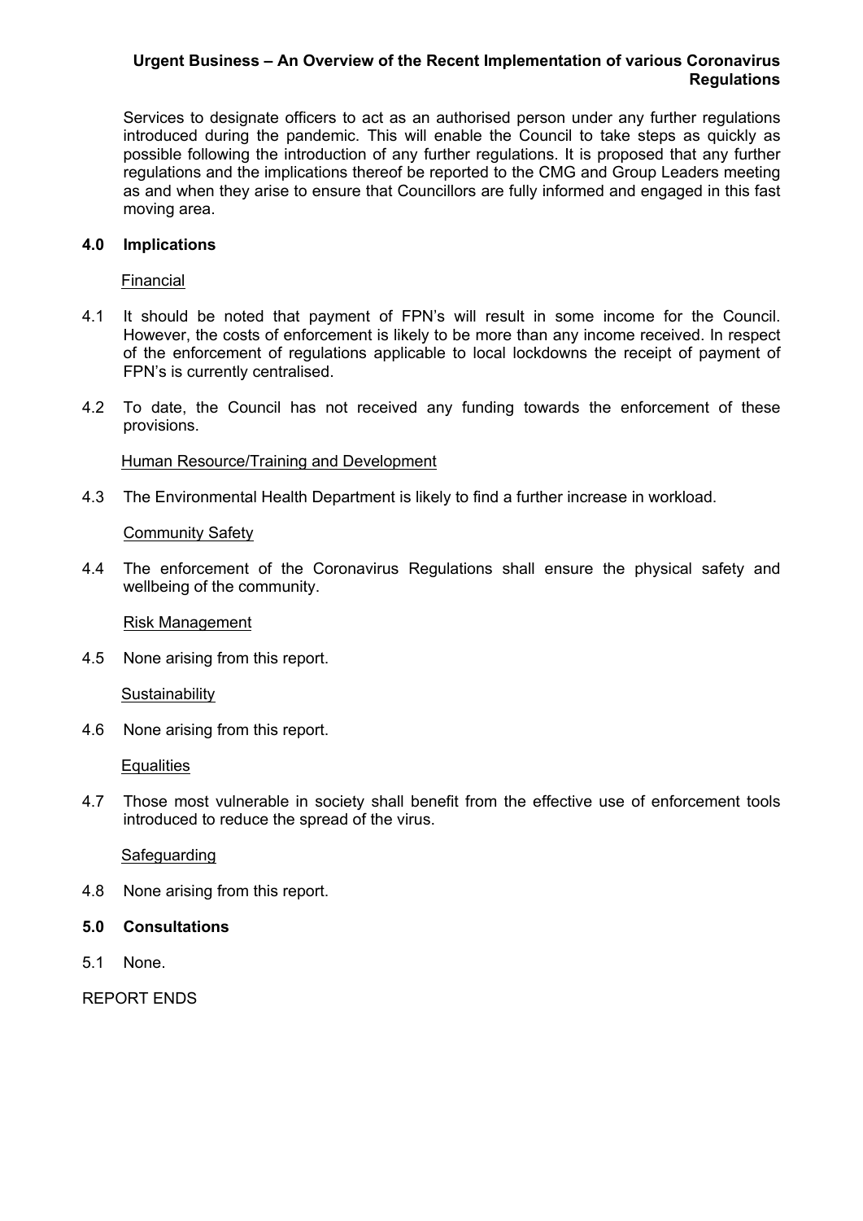Services to designate officers to act as an authorised person under any further regulations introduced during the pandemic. This will enable the Council to take steps as quickly as possible following the introduction of any further regulations. It is proposed that any further regulations and the implications thereof be reported to the CMG and Group Leaders meeting as and when they arise to ensure that Councillors are fully informed and engaged in this fast moving area.

## 4.0 Implications

Financial

4.1 It should be noted that payment of FPN's will result in some income for the Council. However, the costs of enforcement is likely to be more than any income received. In respect of the enforcement of regulations applicable to local lockdowns the receipt of payment of FPN's is currently centralised.

4.2 To date, the Council has not received any funding towards the enforcement of these provisions.

Human Resource/Training and Development

4.3 The Environmental Health Department is likely to find a further increase in workload.

Community Safety

4.4 The enforcement of the Coronavirus Regulations shall ensure the physical safety and wellbeing of the community.

Risk Management

4.5 None arising from this report.

Sustainability

4.6 None arising from this report.

Equalities

4.7 Those most vulnerable in society shall benefit from the effective use of enforcement tools introduced to reduce the spread of the virus.

Safeguarding

4.8 None arising from this report.

## 5.0 Consultations

5.1 None.

REPORT ENDS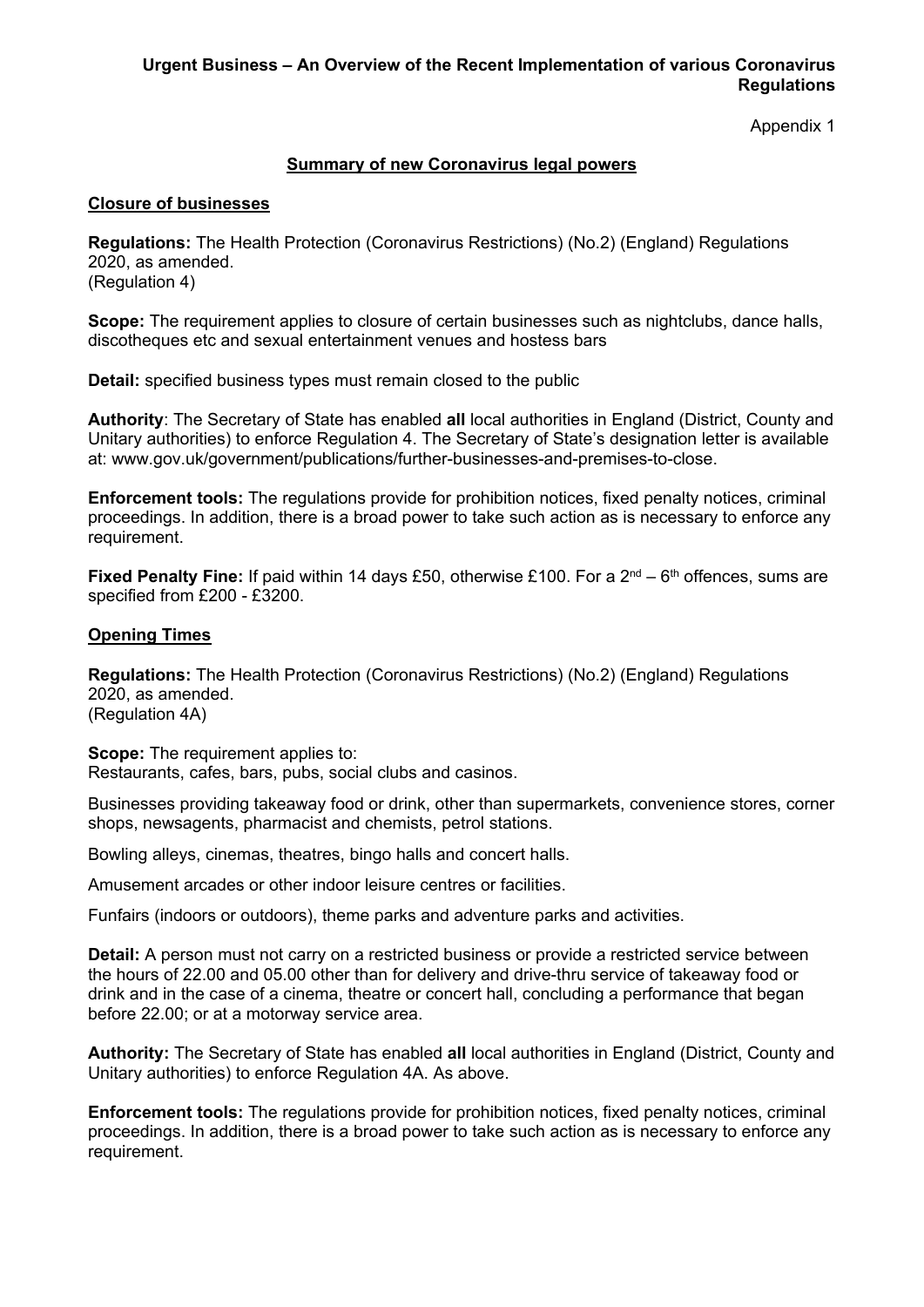**Urgent Business – An Overview of the Recent Implementation of various Coronavirus Regulations**

Appendix 1

## Summary of new Coronavirus legal powers

### Closure of businesses

**Regulations:** The Health Protection (Coronavirus Restrictions) (No.2) (England) Regulations 2020, as amended.
(Regulation 4)

**Scope:** The requirement applies to closure of certain businesses such as nightclubs, dance halls, discotheques etc and sexual entertainment venues and hostess bars

**Detail:** specified business types must remain closed to the public

**Authority**: The Secretary of State has enabled **all** local authorities in England (District, County and Unitary authorities) to enforce Regulation 4. The Secretary of State's designation letter is available at: www.gov.uk/government/publications/further-businesses-and-premises-to-close.

**Enforcement tools:** The regulations provide for prohibition notices, fixed penalty notices, criminal proceedings. In addition, there is a broad power to take such action as is necessary to enforce any requirement.

**Fixed Penalty Fine:** If paid within 14 days £50, otherwise £100. For a 2nd – 6th offences, sums are specified from £200 - £3200.

### Opening Times

**Regulations:** The Health Protection (Coronavirus Restrictions) (No.2) (England) Regulations 2020, as amended.
(Regulation 4A)

**Scope:** The requirement applies to:
Restaurants, cafes, bars, pubs, social clubs and casinos.

Businesses providing takeaway food or drink, other than supermarkets, convenience stores, corner shops, newsagents, pharmacist and chemists, petrol stations.

Bowling alleys, cinemas, theatres, bingo halls and concert halls.

Amusement arcades or other indoor leisure centres or facilities.

Funfairs (indoors or outdoors), theme parks and adventure parks and activities.

**Detail:** A person must not carry on a restricted business or provide a restricted service between the hours of 22.00 and 05.00 other than for delivery and drive-thru service of takeaway food or drink and in the case of a cinema, theatre or concert hall, concluding a performance that began before 22.00; or at a motorway service area.

**Authority:** The Secretary of State has enabled **all** local authorities in England (District, County and Unitary authorities) to enforce Regulation 4A. As above.

**Enforcement tools:** The regulations provide for prohibition notices, fixed penalty notices, criminal proceedings. In addition, there is a broad power to take such action as is necessary to enforce any requirement.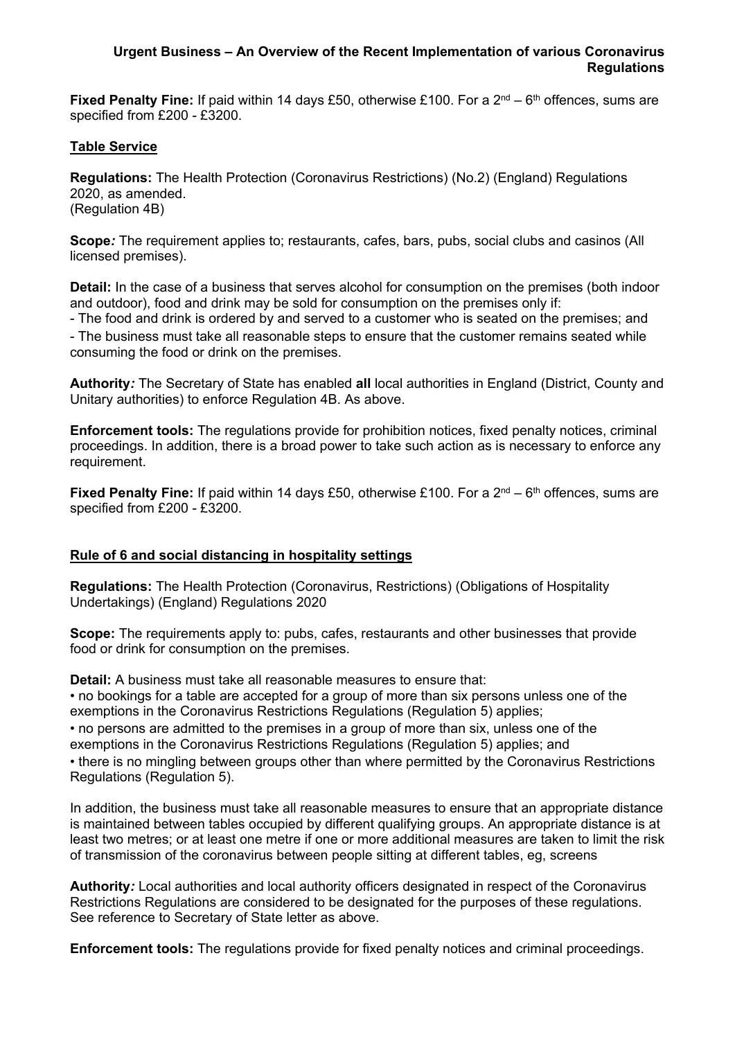**Fixed Penalty Fine:** If paid within 14 days £50, otherwise £100. For a 2nd – 6th offences, sums are specified from £200 - £3200.

## Table Service

**Regulations:** The Health Protection (Coronavirus Restrictions) (No.2) (England) Regulations 2020, as amended.
(Regulation 4B)

**Scope:** The requirement applies to; restaurants, cafes, bars, pubs, social clubs and casinos (All licensed premises).

**Detail:** In the case of a business that serves alcohol for consumption on the premises (both indoor and outdoor), food and drink may be sold for consumption on the premises only if:
- The food and drink is ordered by and served to a customer who is seated on the premises; and
- The business must take all reasonable steps to ensure that the customer remains seated while consuming the food or drink on the premises.

**Authority:** The Secretary of State has enabled **all** local authorities in England (District, County and Unitary authorities) to enforce Regulation 4B. As above.

**Enforcement tools:** The regulations provide for prohibition notices, fixed penalty notices, criminal proceedings. In addition, there is a broad power to take such action as is necessary to enforce any requirement.

**Fixed Penalty Fine:** If paid within 14 days £50, otherwise £100. For a 2nd – 6th offences, sums are specified from £200 - £3200.

## Rule of 6 and social distancing in hospitality settings

**Regulations:** The Health Protection (Coronavirus, Restrictions) (Obligations of Hospitality Undertakings) (England) Regulations 2020

**Scope:** The requirements apply to: pubs, cafes, restaurants and other businesses that provide food or drink for consumption on the premises.

**Detail:** A business must take all reasonable measures to ensure that:

- no bookings for a table are accepted for a group of more than six persons unless one of the exemptions in the Coronavirus Restrictions Regulations (Regulation 5) applies;
- no persons are admitted to the premises in a group of more than six, unless one of the exemptions in the Coronavirus Restrictions Regulations (Regulation 5) applies; and
- there is no mingling between groups other than where permitted by the Coronavirus Restrictions Regulations (Regulation 5).

In addition, the business must take all reasonable measures to ensure that an appropriate distance is maintained between tables occupied by different qualifying groups. An appropriate distance is at least two metres; or at least one metre if one or more additional measures are taken to limit the risk of transmission of the coronavirus between people sitting at different tables, eg, screens

**Authority:** Local authorities and local authority officers designated in respect of the Coronavirus Restrictions Regulations are considered to be designated for the purposes of these regulations. See reference to Secretary of State letter as above.

**Enforcement tools:** The regulations provide for fixed penalty notices and criminal proceedings.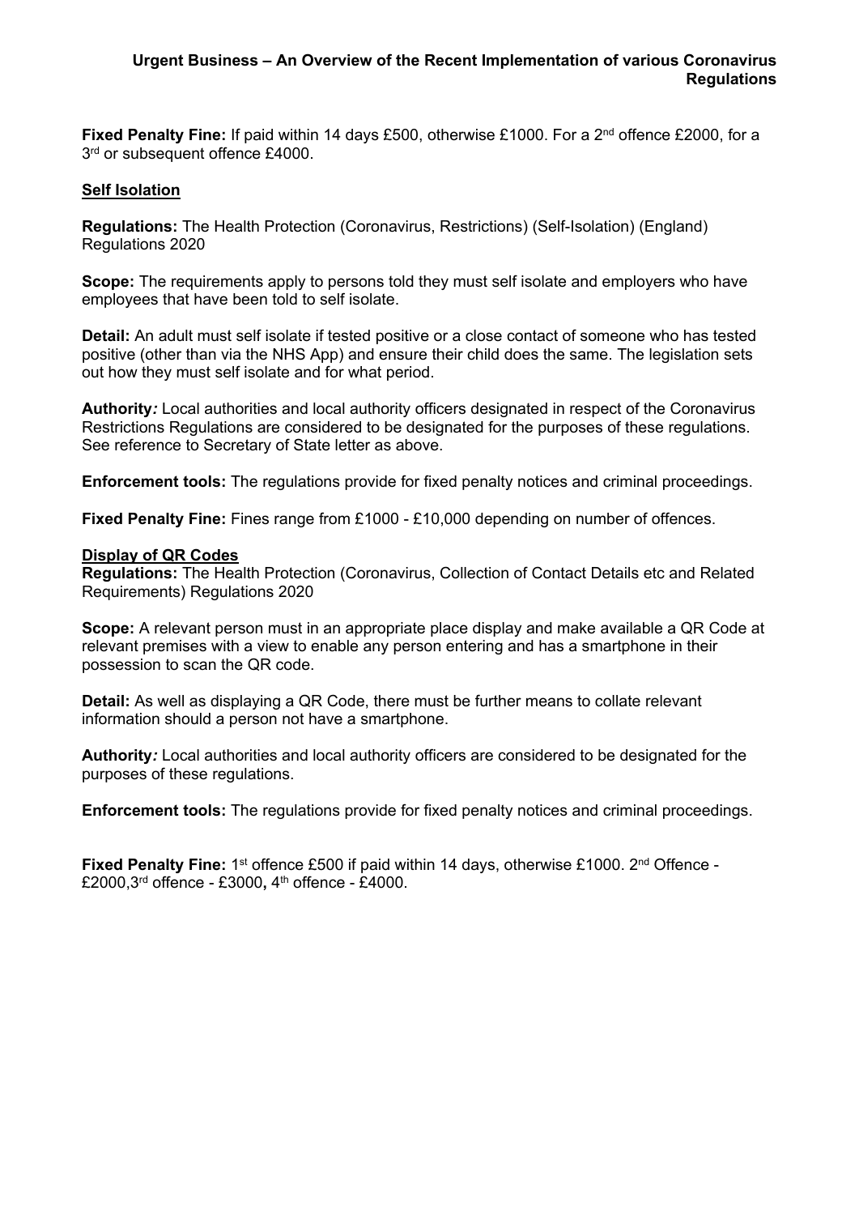**Fixed Penalty Fine:** If paid within 14 days £500, otherwise £1000. For a 2nd offence £2000, for a 3rd or subsequent offence £4000.

**Self Isolation**

**Regulations:** The Health Protection (Coronavirus, Restrictions) (Self-Isolation) (England) Regulations 2020

**Scope:** The requirements apply to persons told they must self isolate and employers who have employees that have been told to self isolate.

**Detail:** An adult must self isolate if tested positive or a close contact of someone who has tested positive (other than via the NHS App) and ensure their child does the same. The legislation sets out how they must self isolate and for what period.

**Authority:** Local authorities and local authority officers designated in respect of the Coronavirus Restrictions Regulations are considered to be designated for the purposes of these regulations. See reference to Secretary of State letter as above.

**Enforcement tools:** The regulations provide for fixed penalty notices and criminal proceedings.

**Fixed Penalty Fine:** Fines range from £1000 - £10,000 depending on number of offences.

**Display of QR Codes**

**Regulations:** The Health Protection (Coronavirus, Collection of Contact Details etc and Related Requirements) Regulations 2020

**Scope:** A relevant person must in an appropriate place display and make available a QR Code at relevant premises with a view to enable any person entering and has a smartphone in their possession to scan the QR code.

**Detail:** As well as displaying a QR Code, there must be further means to collate relevant information should a person not have a smartphone.

**Authority:** Local authorities and local authority officers are considered to be designated for the purposes of these regulations.

**Enforcement tools:** The regulations provide for fixed penalty notices and criminal proceedings.

**Fixed Penalty Fine:** 1st offence £500 if paid within 14 days, otherwise £1000. 2nd Offence - £2000,3rd offence - £3000, 4th offence - £4000.